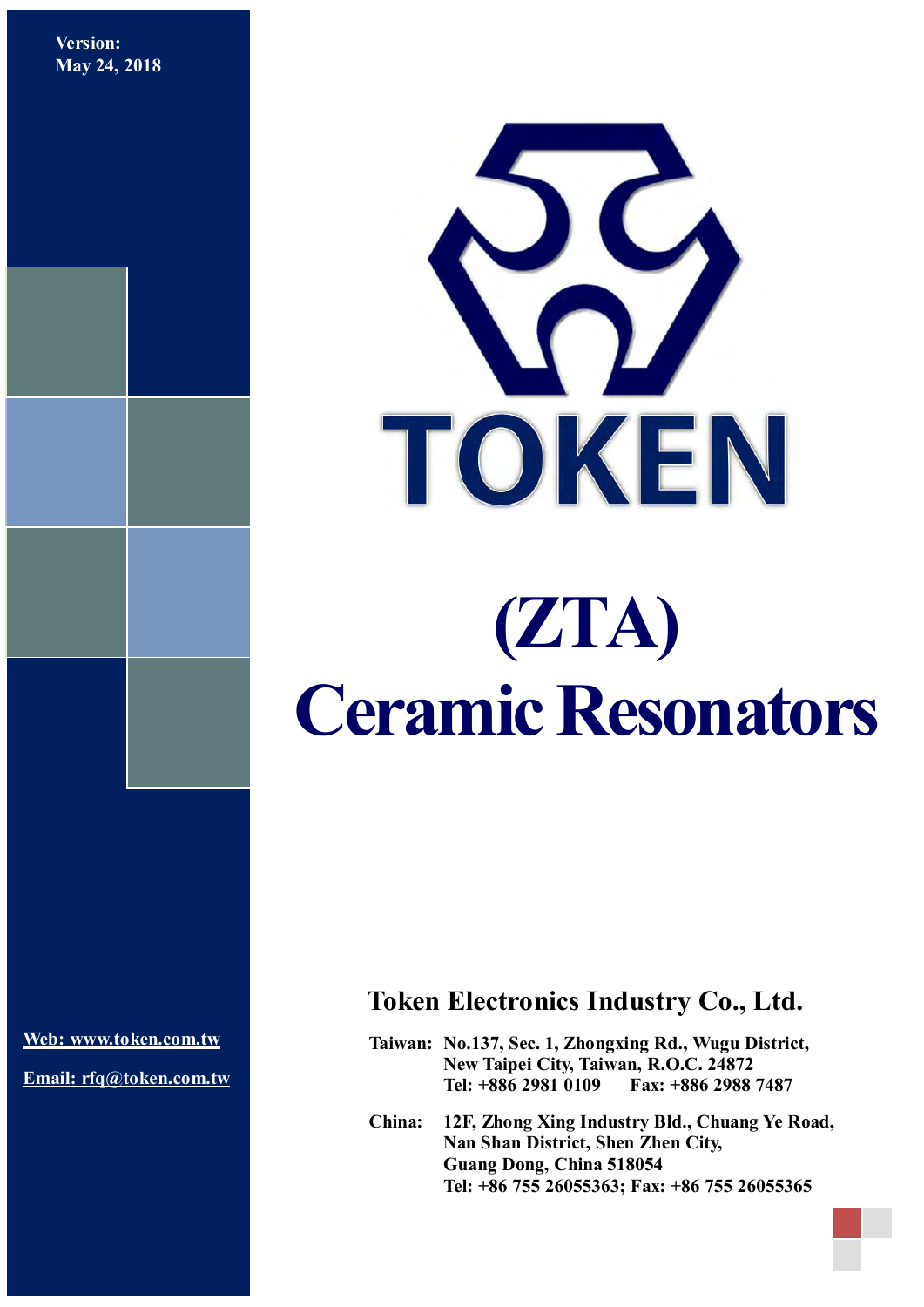Version:
May 24, 2018

TOKEN

# (ZTA) Ceramic Resonators

Web: www.token.com.tw

Email: rfq@token.com.tw

## Token Electronics Industry Co., Ltd.

**Taiwan:** No.137, Sec. 1, Zhongxing Rd., Wugu District,
New Taipei City, Taiwan, R.O.C. 24872
Tel: +886 2981 0109 Fax: +886 2988 7487

**China:** 12F, Zhong Xing Industry Bld., Chuang Ye Road,
Nan Shan District, Shen Zhen City,
Guang Dong, China 518054
Tel: +86 755 26055363; Fax: +86 755 26055365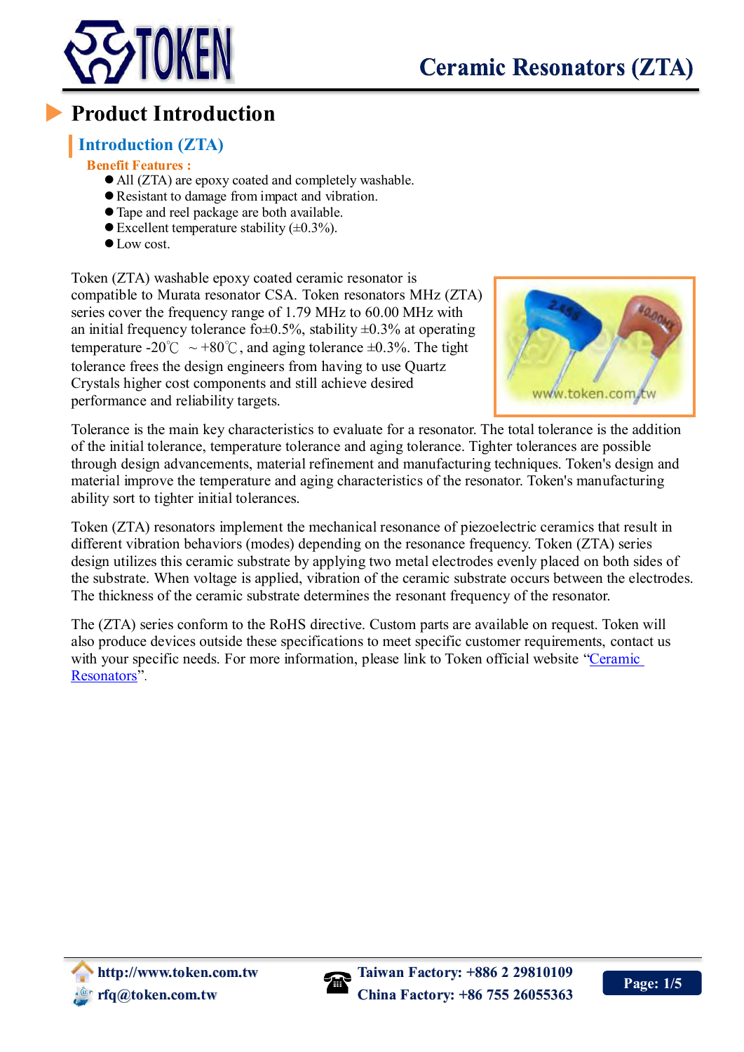# Product Introduction

## Introduction (ZTA)

**Benefit Features :**

- All (ZTA) are epoxy coated and completely washable.
- Resistant to damage from impact and vibration.
- Tape and reel package are both available.
- Excellent temperature stability (±0.3%).
- Low cost.

Token (ZTA) washable epoxy coated ceramic resonator is compatible to Murata resonator CSA. Token resonators MHz (ZTA) series cover the frequency range of 1.79 MHz to 60.00 MHz with an initial frequency tolerance fo±0.5%, stability ±0.3% at operating temperature -20℃ ~ +80℃, and aging tolerance ±0.3%. The tight tolerance frees the design engineers from having to use Quartz Crystals higher cost components and still achieve desired performance and reliability targets.

Tolerance is the main key characteristics to evaluate for a resonator. The total tolerance is the addition of the initial tolerance, temperature tolerance and aging tolerance. Tighter tolerances are possible through design advancements, material refinement and manufacturing techniques. Token's design and material improve the temperature and aging characteristics of the resonator. Token's manufacturing ability sort to tighter initial tolerances.

Token (ZTA) resonators implement the mechanical resonance of piezoelectric ceramics that result in different vibration behaviors (modes) depending on the resonance frequency. Token (ZTA) series design utilizes this ceramic substrate by applying two metal electrodes evenly placed on both sides of the substrate. When voltage is applied, vibration of the ceramic substrate occurs between the electrodes. The thickness of the ceramic substrate determines the resonant frequency of the resonator.

The (ZTA) series conform to the RoHS directive. Custom parts are available on request. Token will also produce devices outside these specifications to meet specific customer requirements, contact us with your specific needs. For more information, please link to Token official website "Ceramic Resonators".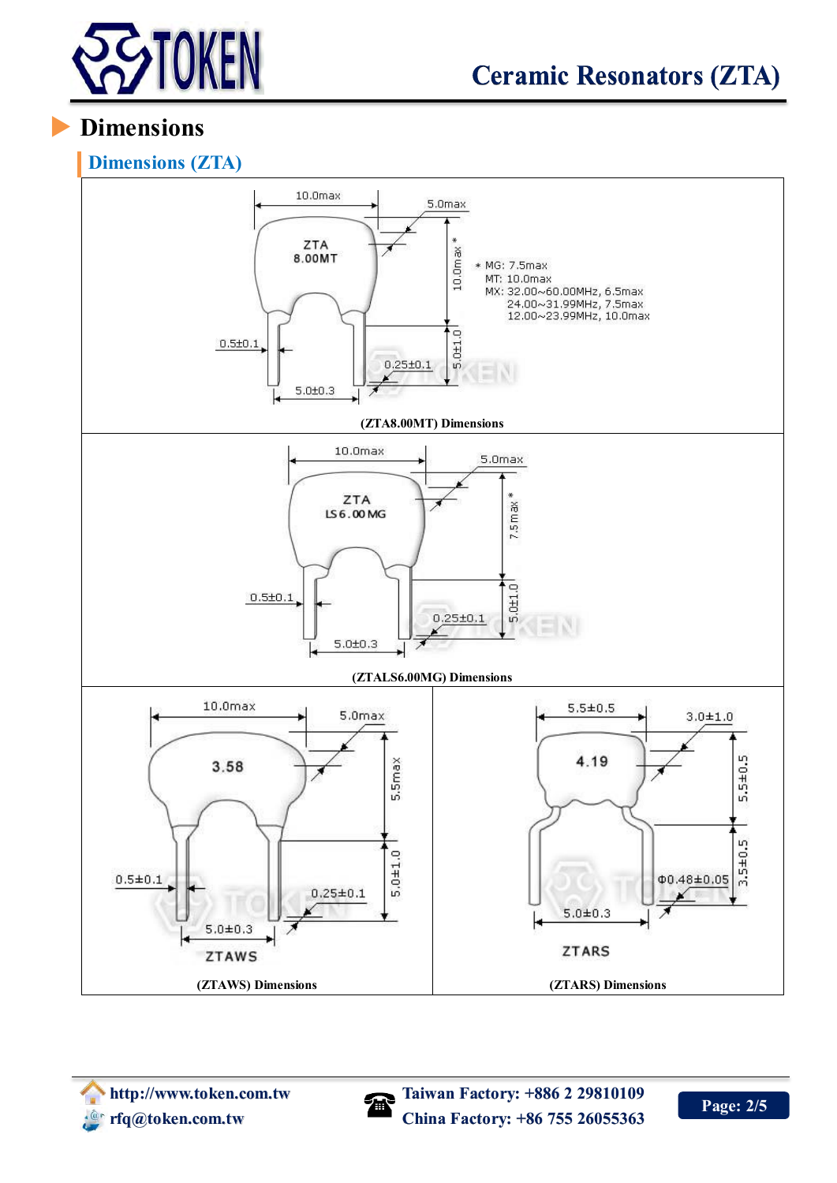## Dimensions

### Dimensions (ZTA)

10.0max

5.0max

ZTA
8.00MT

10.0max *

* MG: 7.5max
MT: 10.0max
MX: 32.00~60.00MHz, 6.5max
24.00~31.99MHz, 7.5max
12.00~23.99MHz, 10.0max

0.5±0.1

0.25±0.1

5.0±1.0

5.0±0.3

(ZTA8.00MT) Dimensions

10.0max

5.0max

ZTA
LS6.00MG

7.5max *

0.5±0.1

0.25±0.1

5.0±1.0

5.0±0.3

(ZTALS6.00MG) Dimensions

10.0max

5.0max

3.58

5.5max

0.5±0.1

0.25±0.1

5.0±1.0

5.0±0.3

ZTAWS

(ZTAWS) Dimensions

5.5±0.5

3.0±1.0

4.19

5.5±0.5

3.5±0.5

Φ0.48±0.05

5.0±0.3

ZTARS

(ZTARS) Dimensions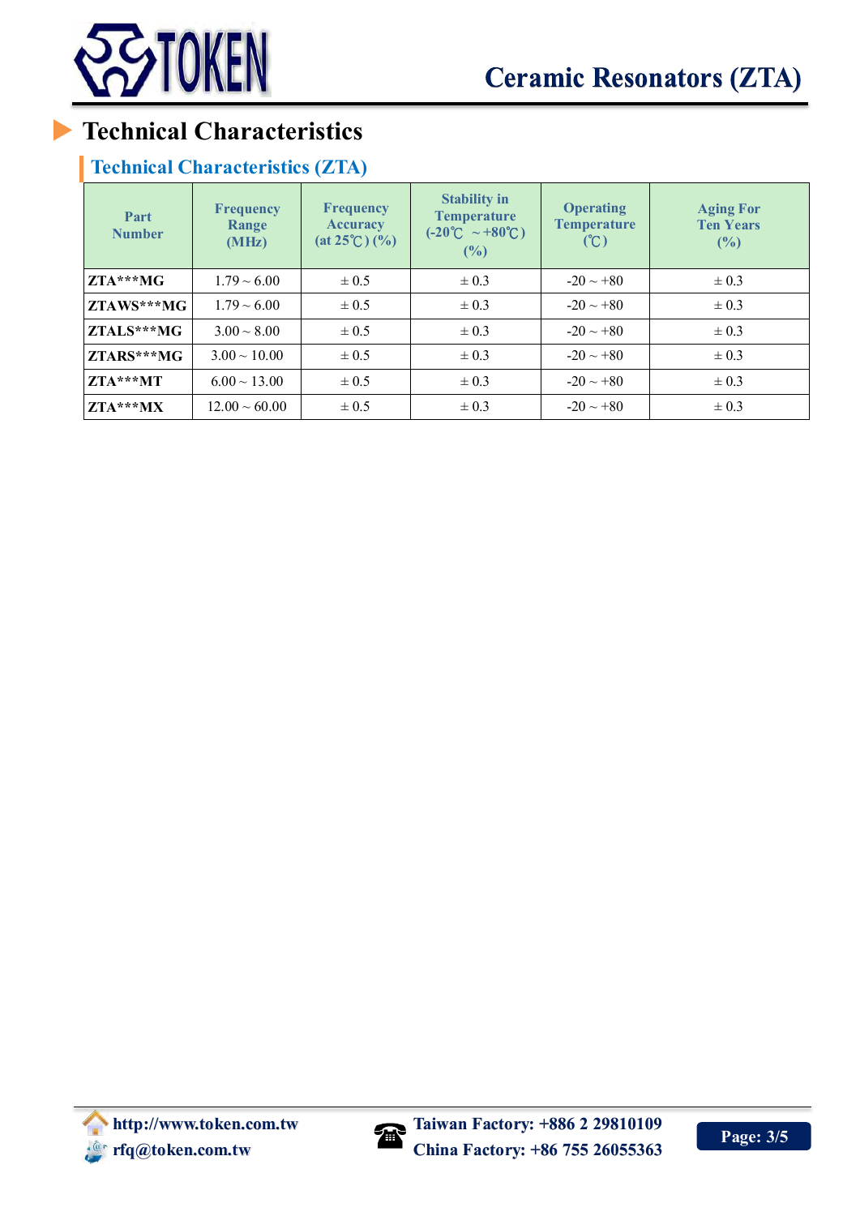# Technical Characteristics

## Technical Characteristics (ZTA)

| Part Number | Frequency Range (MHz) | Frequency Accuracy (at 25℃) (%) | Stability in Temperature (-20℃ ~+80℃) (%) | Operating Temperature (℃) | Aging For Ten Years (%) |
|---|---|---|---|---|---|
| **ZTA***MG** | 1.79 ~ 6.00 | ± 0.5 | ± 0.3 | -20 ~ +80 | ± 0.3 |
| **ZTAWS***MG** | 1.79 ~ 6.00 | ± 0.5 | ± 0.3 | -20 ~ +80 | ± 0.3 |
| **ZTALS***MG** | 3.00 ~ 8.00 | ± 0.5 | ± 0.3 | -20 ~ +80 | ± 0.3 |
| **ZTARS***MG** | 3.00 ~ 10.00 | ± 0.5 | ± 0.3 | -20 ~ +80 | ± 0.3 |
| **ZTA***MT** | 6.00 ~ 13.00 | ± 0.5 | ± 0.3 | -20 ~ +80 | ± 0.3 |
| **ZTA***MX** | 12.00 ~ 60.00 | ± 0.5 | ± 0.3 | -20 ~ +80 | ± 0.3 |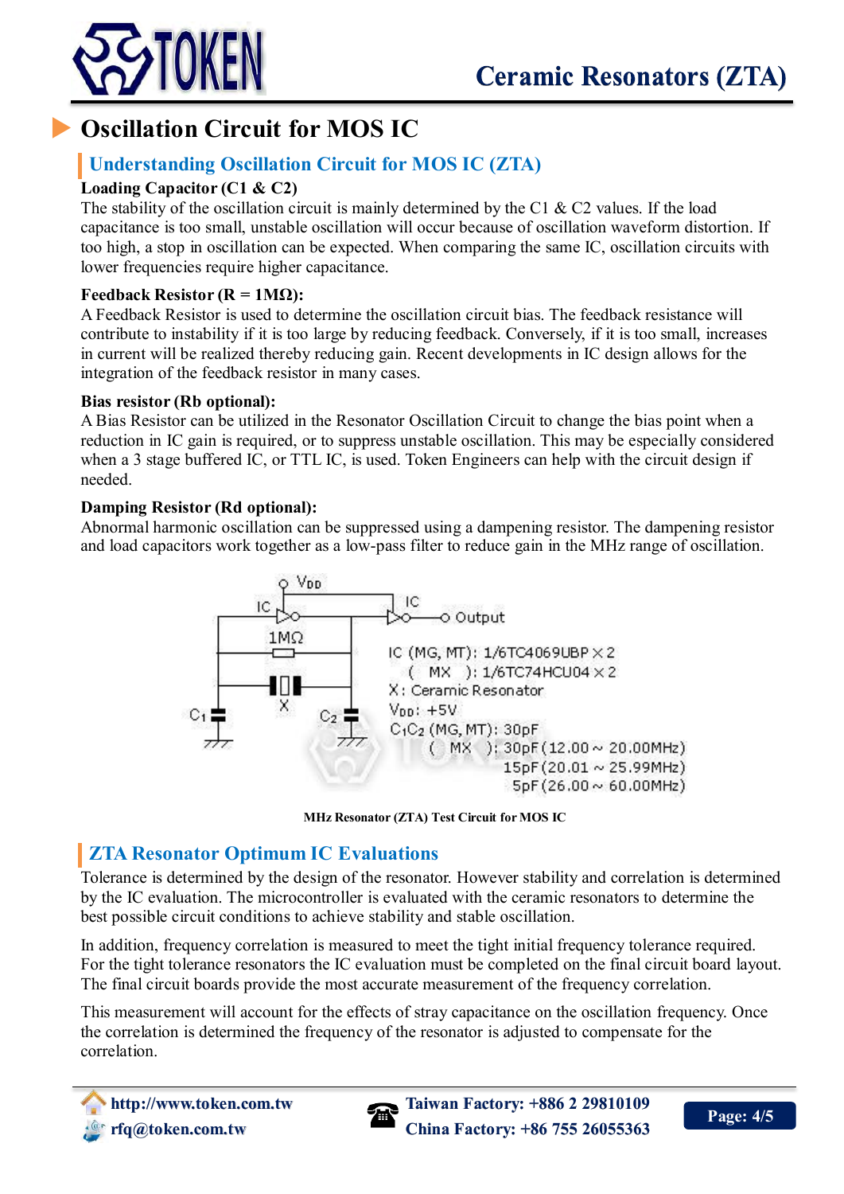# Oscillation Circuit for MOS IC

## Understanding Oscillation Circuit for MOS IC (ZTA)

**Loading Capacitor (C1 & C2)**

The stability of the oscillation circuit is mainly determined by the C1 & C2 values. If the load capacitance is too small, unstable oscillation will occur because of oscillation waveform distortion. If too high, a stop in oscillation can be expected. When comparing the same IC, oscillation circuits with lower frequencies require higher capacitance.

**Feedback Resistor (R = 1MΩ):**

A Feedback Resistor is used to determine the oscillation circuit bias. The feedback resistance will contribute to instability if it is too large by reducing feedback. Conversely, if it is too small, increases in current will be realized thereby reducing gain. Recent developments in IC design allows for the integration of the feedback resistor in many cases.

**Bias resistor (Rb optional):**

A Bias Resistor can be utilized in the Resonator Oscillation Circuit to change the bias point when a reduction in IC gain is required, or to suppress unstable oscillation. This may be especially considered when a 3 stage buffered IC, or TTL IC, is used. Token Engineers can help with the circuit design if needed.

**Damping Resistor (Rd optional):**

Abnormal harmonic oscillation can be suppressed using a dampening resistor. The dampening resistor and load capacitors work together as a low-pass filter to reduce gain in the MHz range of oscillation.

$V_{DD}$, IC, IC, Output, 1MΩ, X, $C_1$, $C_2$

IC (MG, MT): 1/6TC4069UBP × 2
( MX ): 1/6TC74HCU04 × 2
X: Ceramic Resonator
$V_{DD}$: +5V
$C_1C_2$ (MG, MT): 30pF
( MX ): 30pF (12.00 ~ 20.00MHz)
15pF (20.01 ~ 25.99MHz)
5pF (26.00 ~ 60.00MHz)

MHz Resonator (ZTA) Test Circuit for MOS IC

## ZTA Resonator Optimum IC Evaluations

Tolerance is determined by the design of the resonator. However stability and correlation is determined by the IC evaluation. The microcontroller is evaluated with the ceramic resonators to determine the best possible circuit conditions to achieve stability and stable oscillation.

In addition, frequency correlation is measured to meet the tight initial frequency tolerance required. For the tight tolerance resonators the IC evaluation must be completed on the final circuit board layout. The final circuit boards provide the most accurate measurement of the frequency correlation.

This measurement will account for the effects of stray capacitance on the oscillation frequency. Once the correlation is determined the frequency of the resonator is adjusted to compensate for the correlation.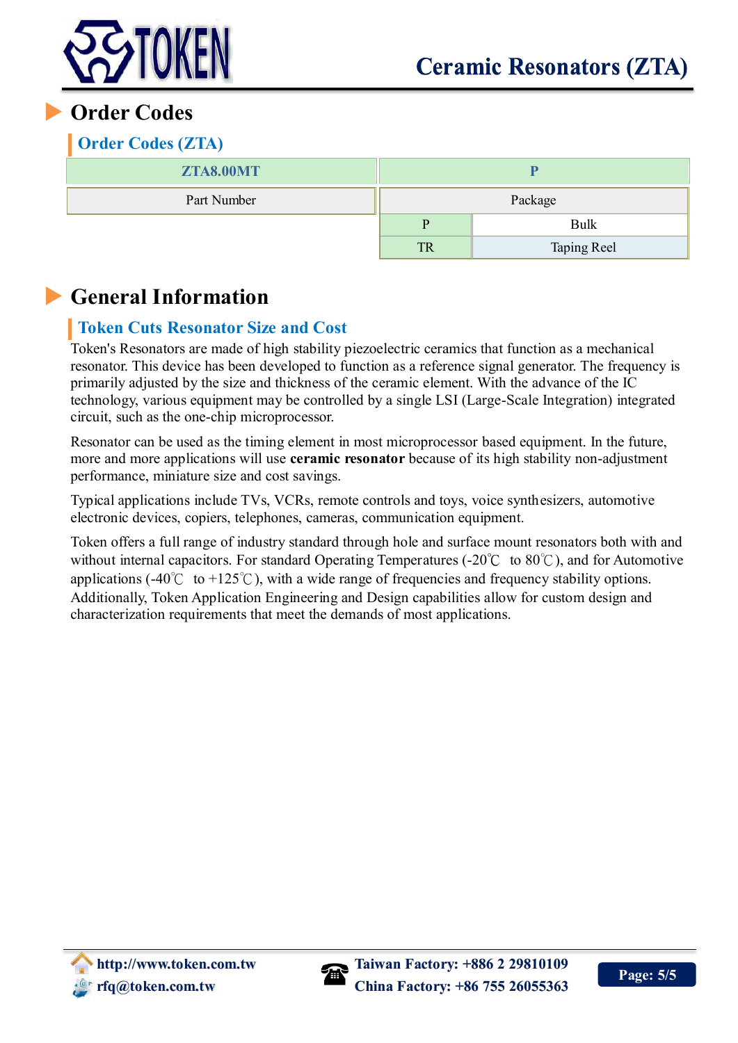# Order Codes

## Order Codes (ZTA)

| ZTA8.00MT | P | |
|---|---|---|
| Part Number | Package | |
| | P | Bulk |
| | TR | Taping Reel |

# General Information

## Token Cuts Resonator Size and Cost

Token's Resonators are made of high stability piezoelectric ceramics that function as a mechanical resonator. This device has been developed to function as a reference signal generator. The frequency is primarily adjusted by the size and thickness of the ceramic element. With the advance of the IC technology, various equipment may be controlled by a single LSI (Large-Scale Integration) integrated circuit, such as the one-chip microprocessor.

Resonator can be used as the timing element in most microprocessor based equipment. In the future, more and more applications will use **ceramic resonator** because of its high stability non-adjustment performance, miniature size and cost savings.

Typical applications include TVs, VCRs, remote controls and toys, voice synthesizers, automotive electronic devices, copiers, telephones, cameras, communication equipment.

Token offers a full range of industry standard through hole and surface mount resonators both with and without internal capacitors. For standard Operating Temperatures (-20℃ to 80℃), and for Automotive applications (-40℃ to +125℃), with a wide range of frequencies and frequency stability options. Additionally, Token Application Engineering and Design capabilities allow for custom design and characterization requirements that meet the demands of most applications.